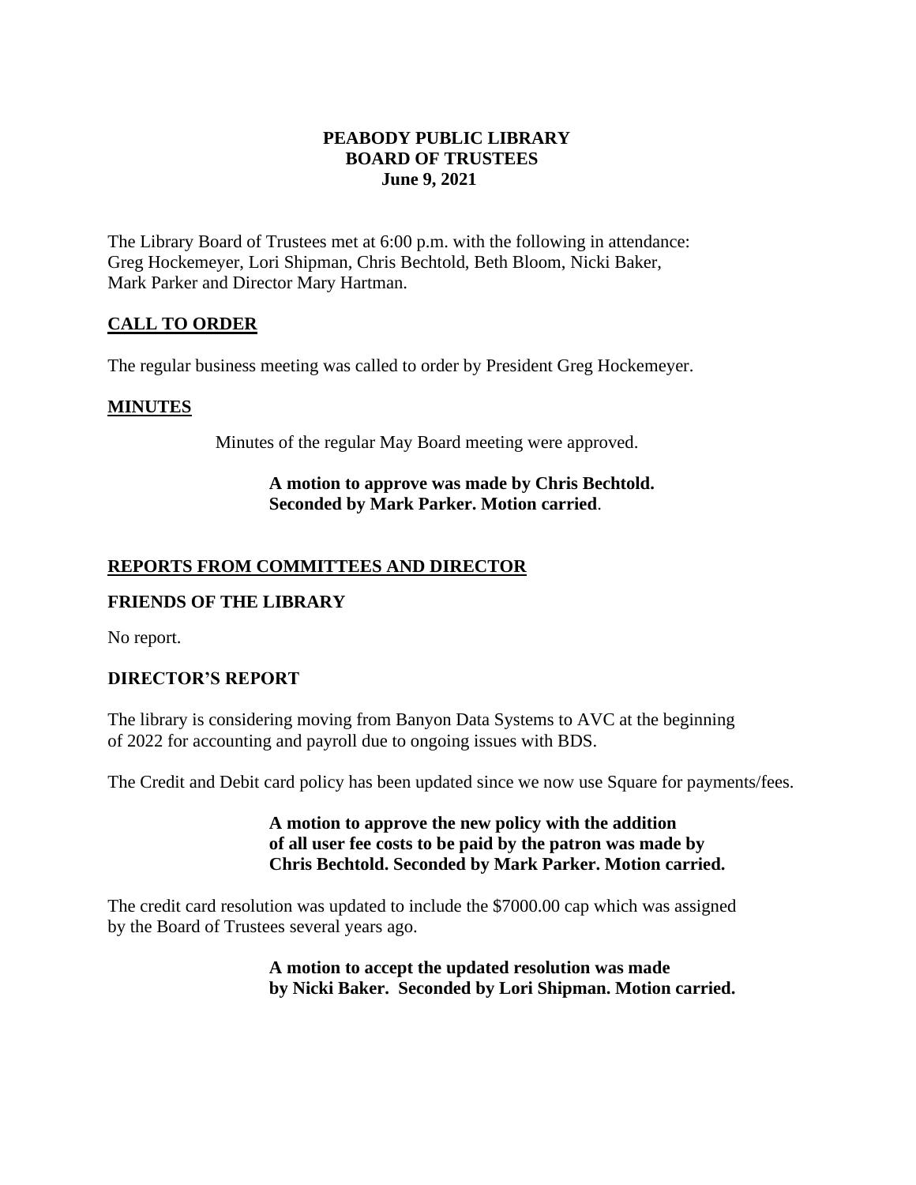# PEABODY PUBLIC LIBRARY
## BOARD OF TRUSTEES
### June 9, 2021

The Library Board of Trustees met at 6:00 p.m. with the following in attendance: Greg Hockemeyer, Lori Shipman, Chris Bechtold, Beth Bloom, Nicki Baker, Mark Parker and Director Mary Hartman.

## CALL TO ORDER

The regular business meeting was called to order by President Greg Hockemeyer.

## MINUTES

Minutes of the regular May Board meeting were approved.

**A motion to approve was made by Chris Bechtold. Seconded by Mark Parker. Motion carried**.

## REPORTS FROM COMMITTEES AND DIRECTOR

### FRIENDS OF THE LIBRARY

No report.

### DIRECTOR'S REPORT

The library is considering moving from Banyon Data Systems to AVC at the beginning of 2022 for accounting and payroll due to ongoing issues with BDS.

The Credit and Debit card policy has been updated since we now use Square for payments/fees.

**A motion to approve the new policy with the addition of all user fee costs to be paid by the patron was made by Chris Bechtold. Seconded by Mark Parker. Motion carried.**

The credit card resolution was updated to include the $7000.00 cap which was assigned by the Board of Trustees several years ago.

**A motion to accept the updated resolution was made by Nicki Baker. Seconded by Lori Shipman. Motion carried.**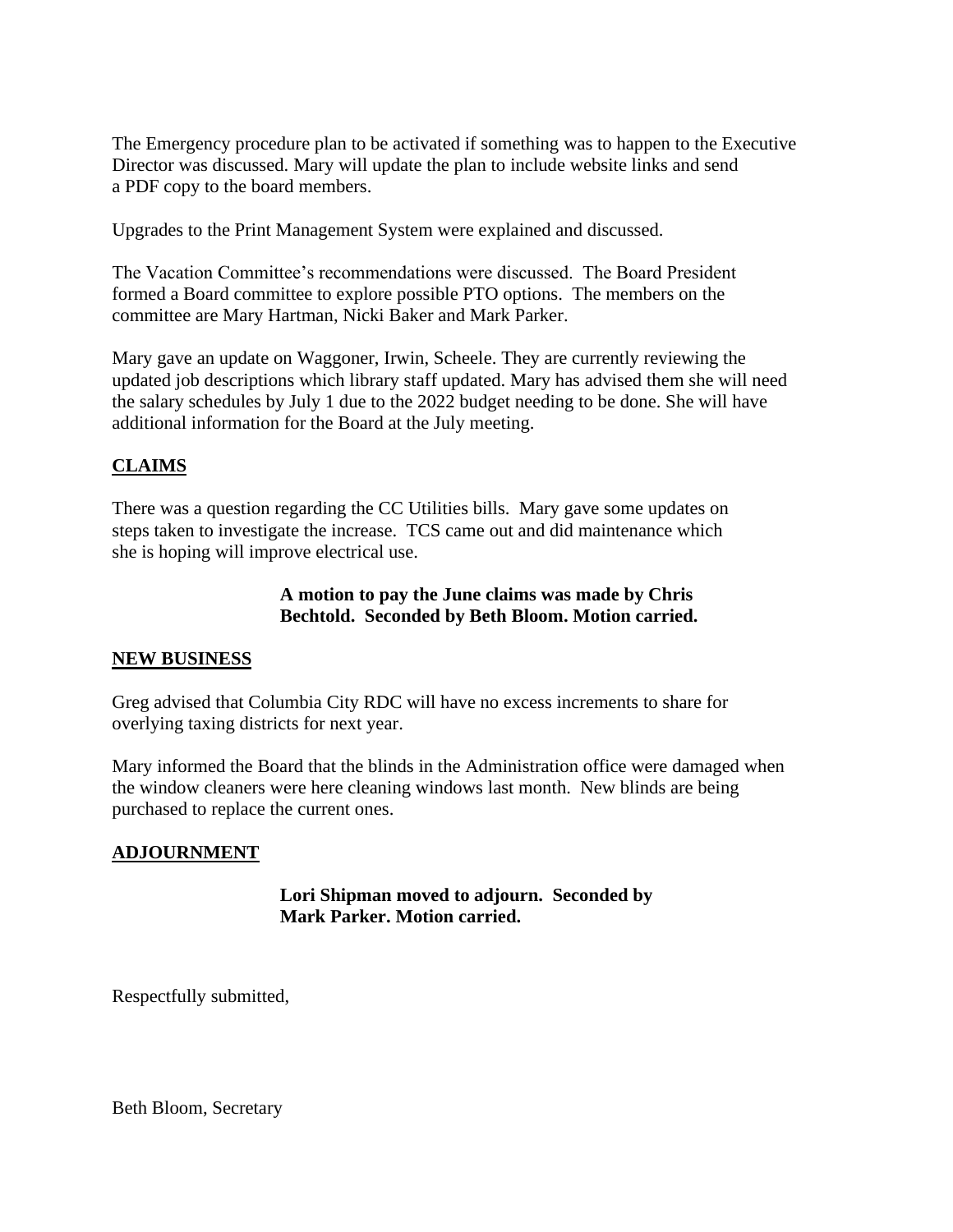The Emergency procedure plan to be activated if something was to happen to the Executive Director was discussed. Mary will update the plan to include website links and send a PDF copy to the board members.

Upgrades to the Print Management System were explained and discussed.

The Vacation Committee's recommendations were discussed. The Board President formed a Board committee to explore possible PTO options. The members on the committee are Mary Hartman, Nicki Baker and Mark Parker.

Mary gave an update on Waggoner, Irwin, Scheele. They are currently reviewing the updated job descriptions which library staff updated. Mary has advised them she will need the salary schedules by July 1 due to the 2022 budget needing to be done. She will have additional information for the Board at the July meeting.

## CLAIMS

There was a question regarding the CC Utilities bills. Mary gave some updates on steps taken to investigate the increase. TCS came out and did maintenance which she is hoping will improve electrical use.

**A motion to pay the June claims was made by Chris Bechtold. Seconded by Beth Bloom. Motion carried.**

## NEW BUSINESS

Greg advised that Columbia City RDC will have no excess increments to share for overlying taxing districts for next year.

Mary informed the Board that the blinds in the Administration office were damaged when the window cleaners were here cleaning windows last month. New blinds are being purchased to replace the current ones.

## ADJOURNMENT

**Lori Shipman moved to adjourn. Seconded by Mark Parker. Motion carried.**

Respectfully submitted,

Beth Bloom, Secretary